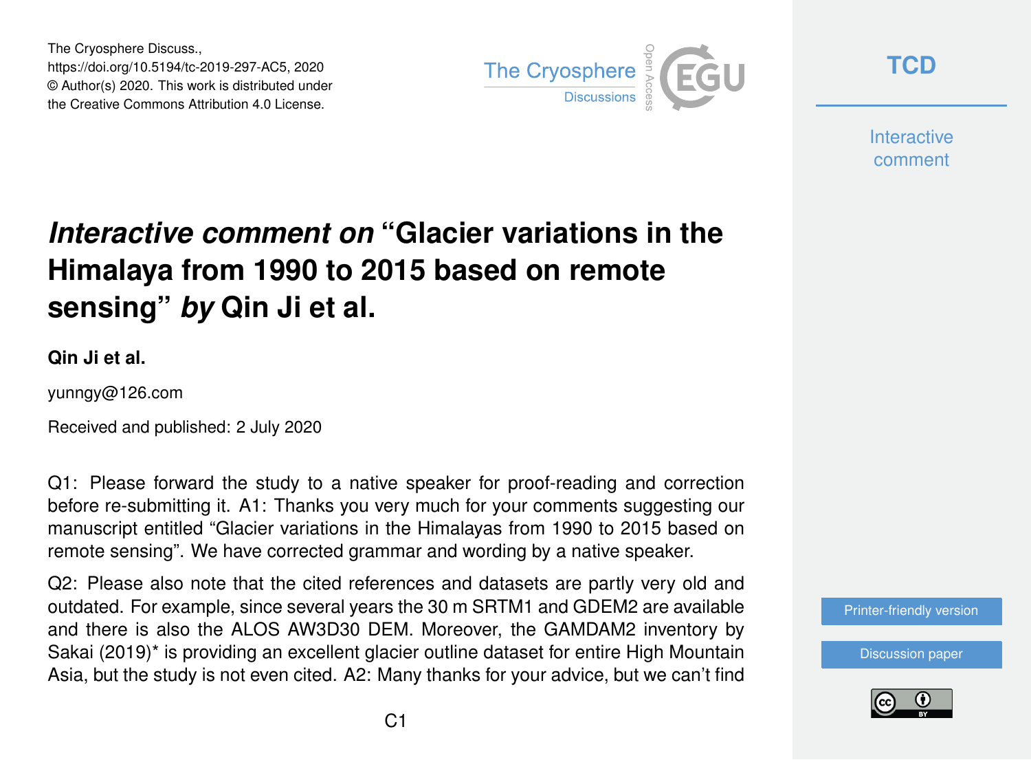# *Interactive comment on* "Glacier variations in the Himalaya from 1990 to 2015 based on remote sensing" *by* Qin Ji et al.

**Qin Ji et al.**

yunngy@126.com

Received and published: 2 July 2020

Q1: Please forward the study to a native speaker for proof-reading and correction before re-submitting it. A1: Thanks you very much for your comments suggesting our manuscript entitled "Glacier variations in the Himalayas from 1990 to 2015 based on remote sensing". We have corrected grammar and wording by a native speaker.

Q2: Please also note that the cited references and datasets are partly very old and outdated. For example, since several years the 30 m SRTM1 and GDEM2 are available and there is also the ALOS AW3D30 DEM. Moreover, the GAMDAM2 inventory by Sakai (2019)* is providing an excellent glacier outline dataset for entire High Mountain Asia, but the study is not even cited. A2: Many thanks for your advice, but we can't find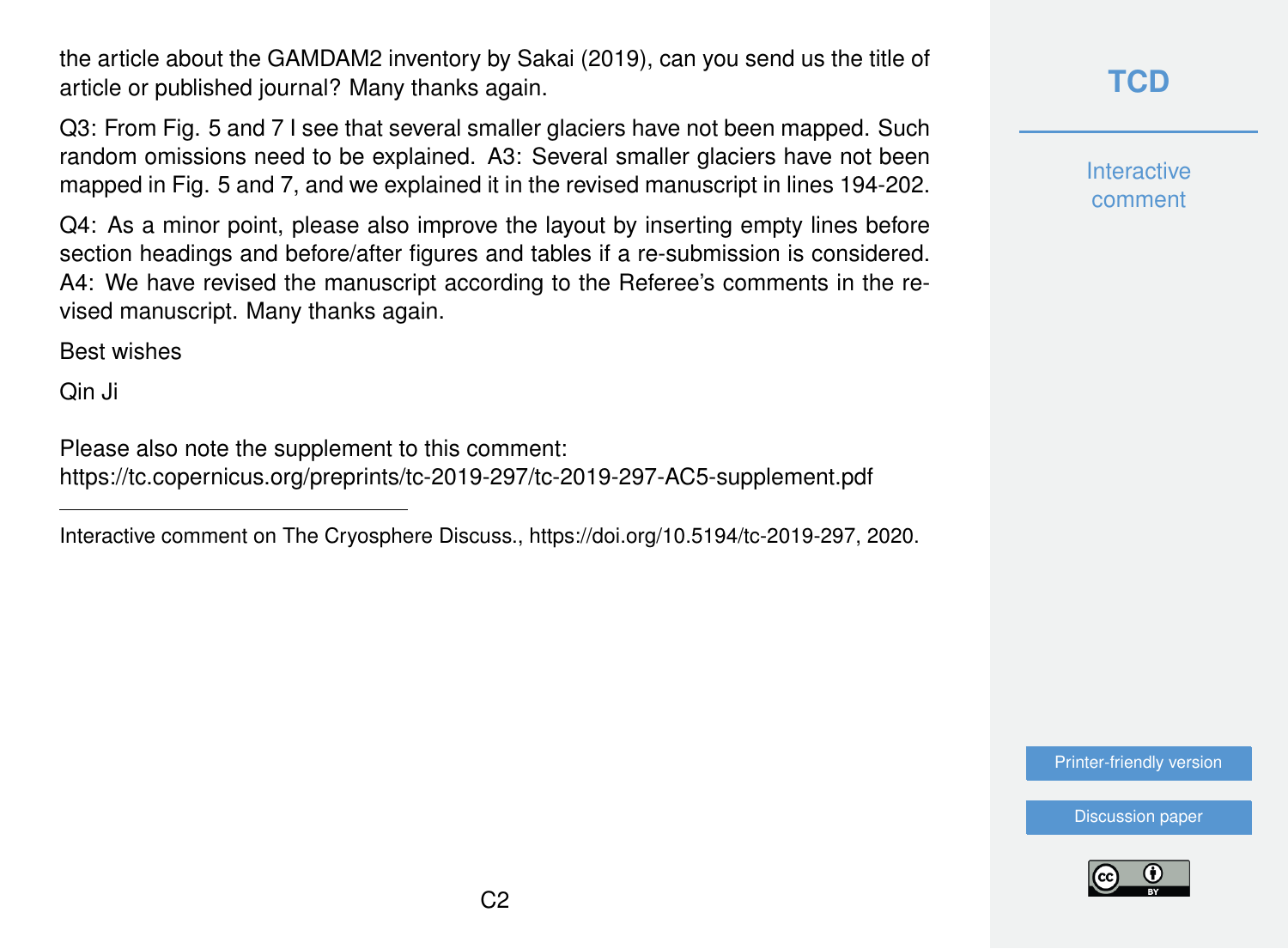the article about the GAMDAM2 inventory by Sakai (2019), can you send us the title of article or published journal? Many thanks again.

Q3: From Fig. 5 and 7 I see that several smaller glaciers have not been mapped. Such random omissions need to be explained. A3: Several smaller glaciers have not been mapped in Fig. 5 and 7, and we explained it in the revised manuscript in lines 194-202.

Q4: As a minor point, please also improve the layout by inserting empty lines before section headings and before/after figures and tables if a re-submission is considered. A4: We have revised the manuscript according to the Referee's comments in the revised manuscript. Many thanks again.

Best wishes

Qin Ji

Please also note the supplement to this comment:
https://tc.copernicus.org/preprints/tc-2019-297/tc-2019-297-AC5-supplement.pdf

---

Interactive comment on The Cryosphere Discuss., https://doi.org/10.5194/tc-2019-297, 2020.